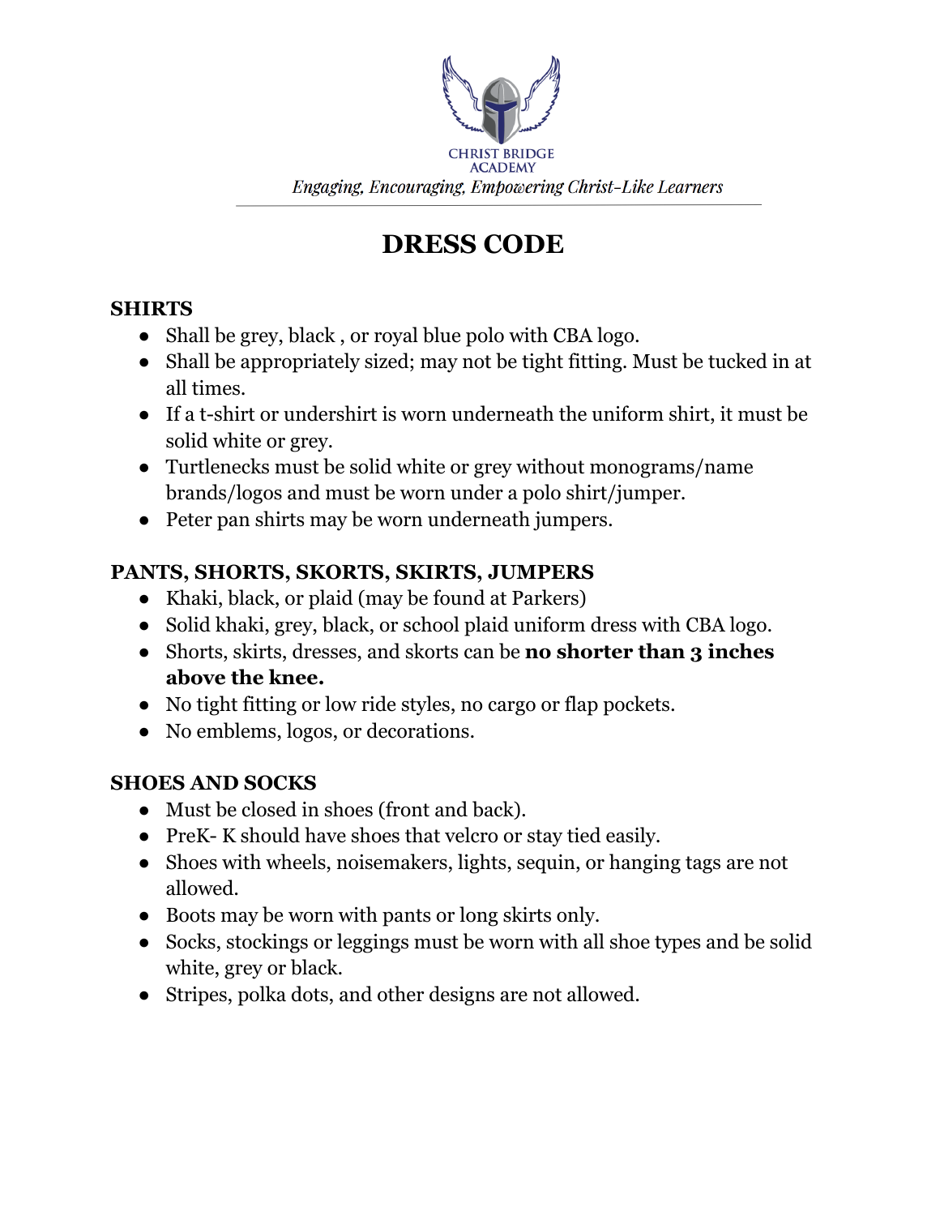CHRIST BRIDGE ACADEMY

*Engaging, Encouraging, Empowering Christ-Like Learners*

# DRESS CODE

## SHIRTS

- Shall be grey, black , or royal blue polo with CBA logo.
- Shall be appropriately sized; may not be tight fitting. Must be tucked in at all times.
- If a t-shirt or undershirt is worn underneath the uniform shirt, it must be solid white or grey.
- Turtlenecks must be solid white or grey without monograms/name brands/logos and must be worn under a polo shirt/jumper.
- Peter pan shirts may be worn underneath jumpers.

## PANTS, SHORTS, SKORTS, SKIRTS, JUMPERS

- Khaki, black, or plaid (may be found at Parkers)
- Solid khaki, grey, black, or school plaid uniform dress with CBA logo.
- Shorts, skirts, dresses, and skorts can be **no shorter than 3 inches above the knee.**
- No tight fitting or low ride styles, no cargo or flap pockets.
- No emblems, logos, or decorations.

## SHOES AND SOCKS

- Must be closed in shoes (front and back).
- PreK- K should have shoes that velcro or stay tied easily.
- Shoes with wheels, noisemakers, lights, sequin, or hanging tags are not allowed.
- Boots may be worn with pants or long skirts only.
- Socks, stockings or leggings must be worn with all shoe types and be solid white, grey or black.
- Stripes, polka dots, and other designs are not allowed.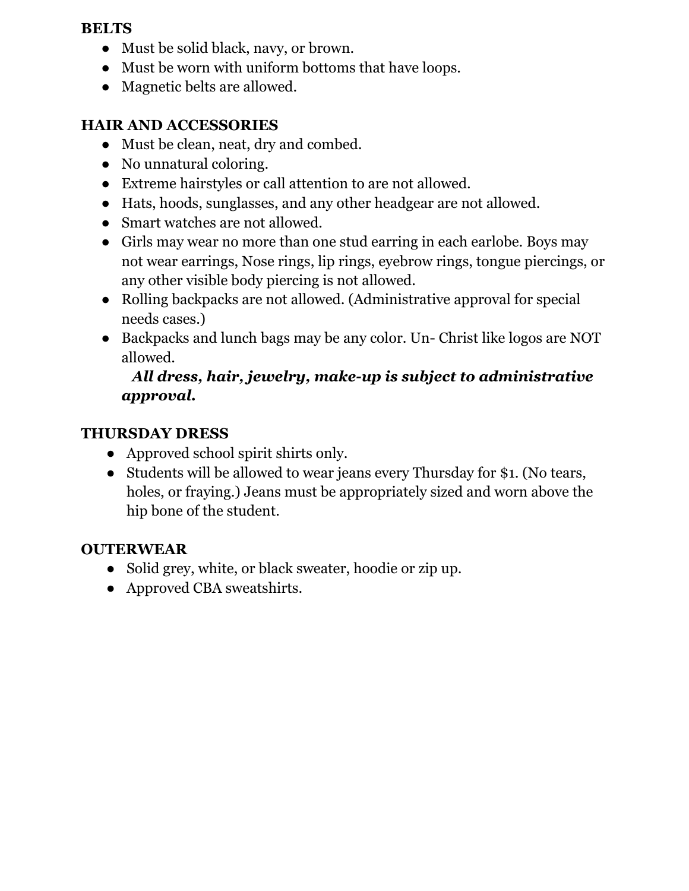**BELTS**

- Must be solid black, navy, or brown.
- Must be worn with uniform bottoms that have loops.
- Magnetic belts are allowed.

**HAIR AND ACCESSORIES**

- Must be clean, neat, dry and combed.
- No unnatural coloring.
- Extreme hairstyles or call attention to are not allowed.
- Hats, hoods, sunglasses, and any other headgear are not allowed.
- Smart watches are not allowed.
- Girls may wear no more than one stud earring in each earlobe. Boys may not wear earrings, Nose rings, lip rings, eyebrow rings, tongue piercings, or any other visible body piercing is not allowed.
- Rolling backpacks are not allowed. (Administrative approval for special needs cases.)
- Backpacks and lunch bags may be any color. Un- Christ like logos are NOT allowed.

***All dress, hair, jewelry, make-up is subject to administrative approval.***

**THURSDAY DRESS**

- Approved school spirit shirts only.
- Students will be allowed to wear jeans every Thursday for $1. (No tears, holes, or fraying.) Jeans must be appropriately sized and worn above the hip bone of the student.

**OUTERWEAR**

- Solid grey, white, or black sweater, hoodie or zip up.
- Approved CBA sweatshirts.